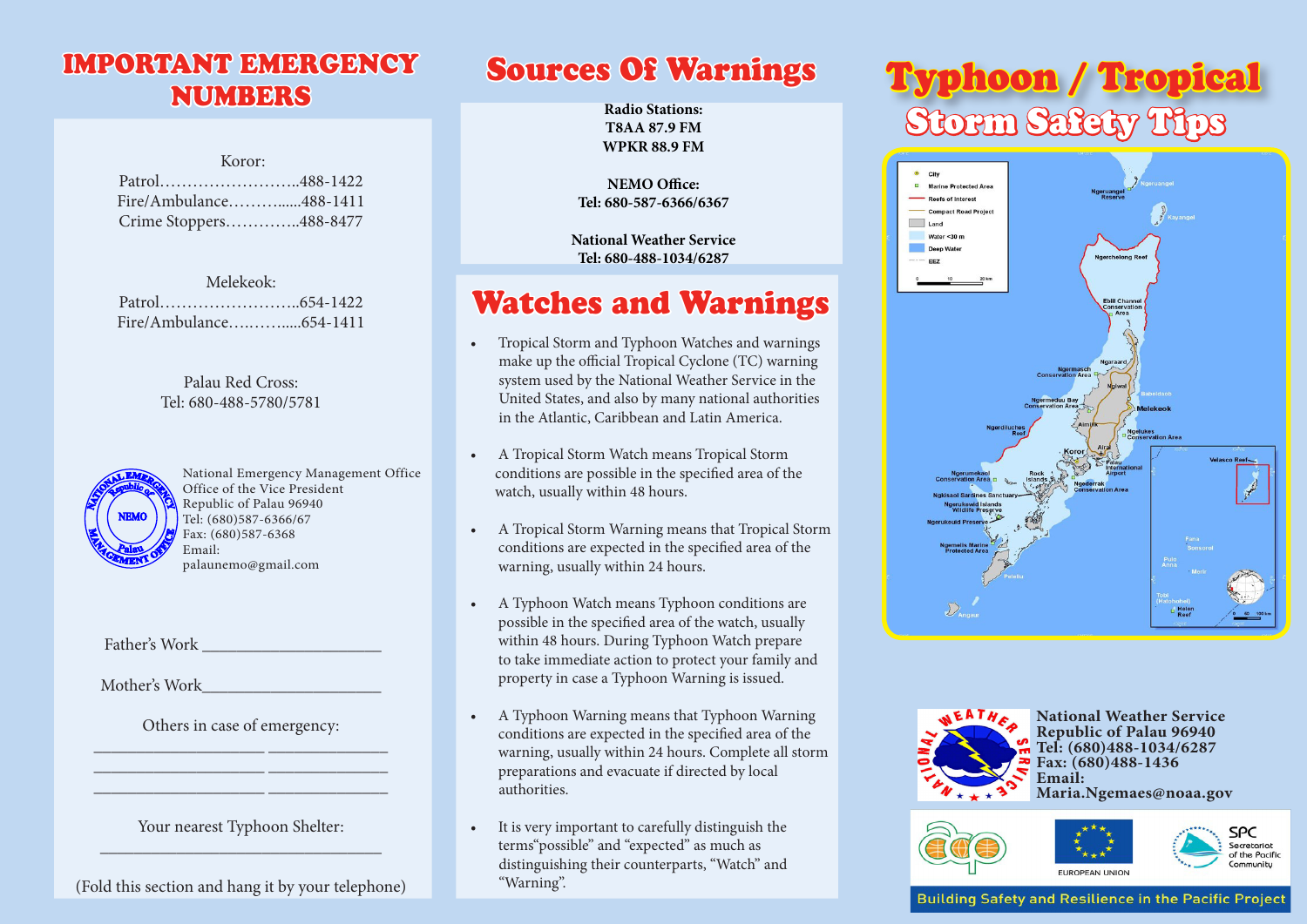# IMPORTANT EMERGENCY NUMBERS

Koror:
Patrol……………………..488-1422
Fire/Ambulance……......488-1411
Crime Stoppers………….488-8477

Melekeok:
Patrol……………………..654-1422
Fire/Ambulance…..……....654-1411

Palau Red Cross:
Tel: 680-488-5780/5781

National Emergency Management Office
Office of the Vice President
Republic of Palau 96940
Tel: (680)587-6366/67
Fax: (680)587-6368
Email:
palaunemo@gmail.com

Father's Work ____________________

Mother's Work____________________

Others in case of emergency:
________________ ____________
________________ ____________
________________ ____________

Your nearest Typhoon Shelter:
______________________________

(Fold this section and hang it by your telephone)

# Sources Of Warnings

**Radio Stations:**
**T8AA 87.9 FM**
**WPKR 88.9 FM**

**NEMO Office:**
**Tel: 680-587-6366/6367**

**National Weather Service**
**Tel: 680-488-1034/6287**

# Watches and Warnings

- Tropical Storm and Typhoon Watches and warnings make up the official Tropical Cyclone (TC) warning system used by the National Weather Service in the United States, and also by many national authorities in the Atlantic, Caribbean and Latin America.
- A Tropical Storm Watch means Tropical Storm conditions are possible in the specified area of the watch, usually within 48 hours.
- A Tropical Storm Warning means that Tropical Storm conditions are expected in the specified area of the warning, usually within 24 hours.
- A Typhoon Watch means Typhoon conditions are possible in the specified area of the watch, usually within 48 hours. During Typhoon Watch prepare to take immediate action to protect your family and property in case a Typhoon Warning is issued.
- A Typhoon Warning means that Typhoon Warning conditions are expected in the specified area of the warning, usually within 24 hours. Complete all storm preparations and evacuate if directed by local authorities.
- It is very important to carefully distinguish the terms"possible" and "expected" as much as distinguishing their counterparts, "Watch" and "Warning".

# Typhoon / Tropical Storm Safety Tips

**National Weather Service**
**Republic of Palau 96940**
**Tel: (680)488-1034/6287**
**Fax: (680)488-1436**
**Email:**
**Maria.Ngemaes@noaa.gov**

EUROPEAN UNION

SPC Secretariat of the Pacific Community

Building Safety and Resilience in the Pacific Project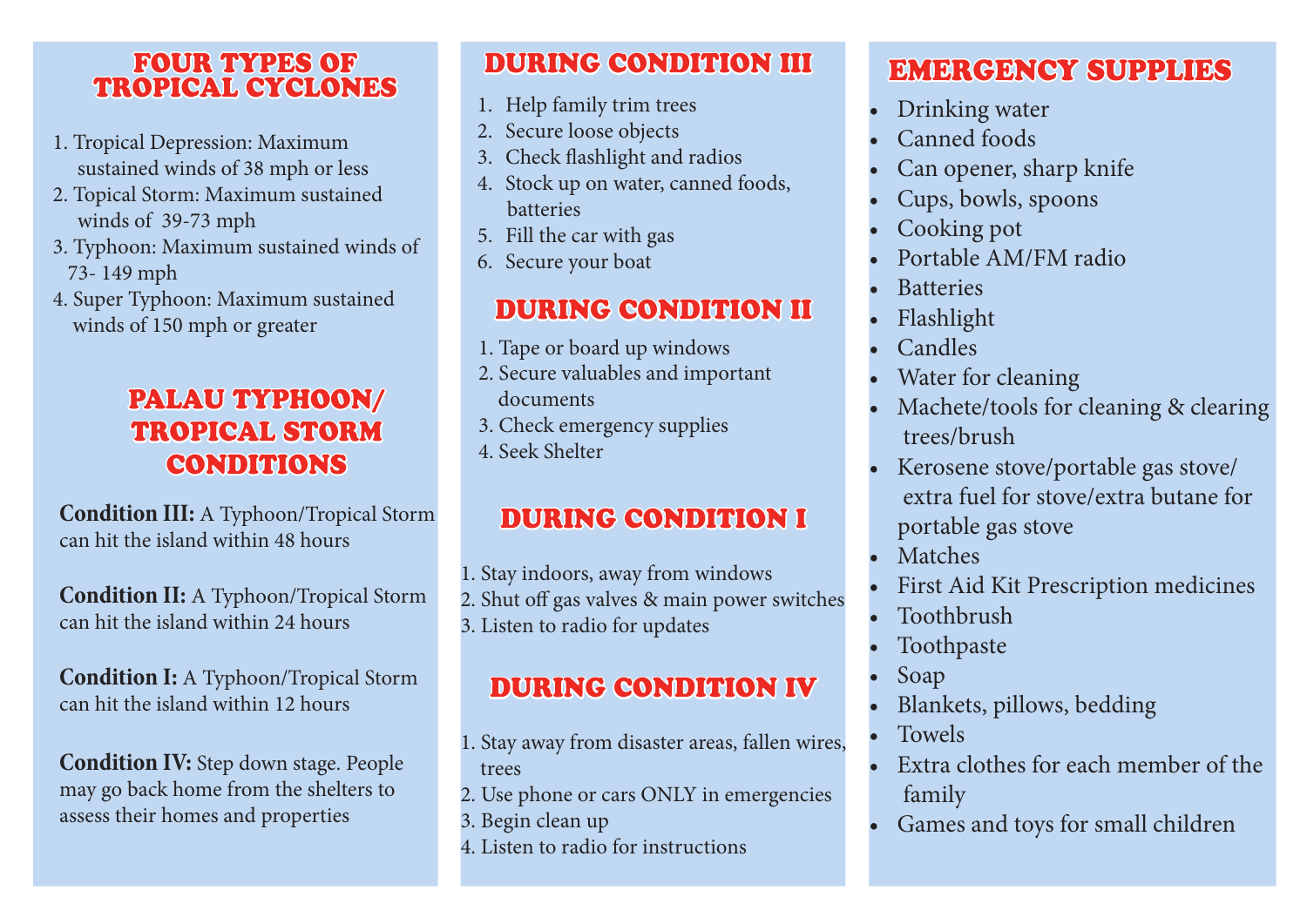## FOUR TYPES OF TROPICAL CYCLONES

1. Tropical Depression: Maximum sustained winds of 38 mph or less
2. Topical Storm: Maximum sustained winds of 39-73 mph
3. Typhoon: Maximum sustained winds of 73- 149 mph
4. Super Typhoon: Maximum sustained winds of 150 mph or greater

## PALAU TYPHOON/ TROPICAL STORM CONDITIONS

**Condition III:** A Typhoon/Tropical Storm can hit the island within 48 hours

**Condition II:** A Typhoon/Tropical Storm can hit the island within 24 hours

**Condition I:** A Typhoon/Tropical Storm can hit the island within 12 hours

**Condition IV:** Step down stage. People may go back home from the shelters to assess their homes and properties

## DURING CONDITION III

1. Help family trim trees
2. Secure loose objects
3. Check flashlight and radios
4. Stock up on water, canned foods, batteries
5. Fill the car with gas
6. Secure your boat

## DURING CONDITION II

1. Tape or board up windows
2. Secure valuables and important documents
3. Check emergency supplies
4. Seek Shelter

## DURING CONDITION I

1. Stay indoors, away from windows
2. Shut off gas valves & main power switches
3. Listen to radio for updates

## DURING CONDITION IV

1. Stay away from disaster areas, fallen wires, trees
2. Use phone or cars ONLY in emergencies
3. Begin clean up
4. Listen to radio for instructions

## EMERGENCY SUPPLIES

- Drinking water
- Canned foods
- Can opener, sharp knife
- Cups, bowls, spoons
- Cooking pot
- Portable AM/FM radio
- Batteries
- Flashlight
- Candles
- Water for cleaning
- Machete/tools for cleaning & clearing trees/brush
- Kerosene stove/portable gas stove/ extra fuel for stove/extra butane for portable gas stove
- Matches
- First Aid Kit Prescription medicines
- Toothbrush
- Toothpaste
- Soap
- Blankets, pillows, bedding
- Towels
- Extra clothes for each member of the family
- Games and toys for small children